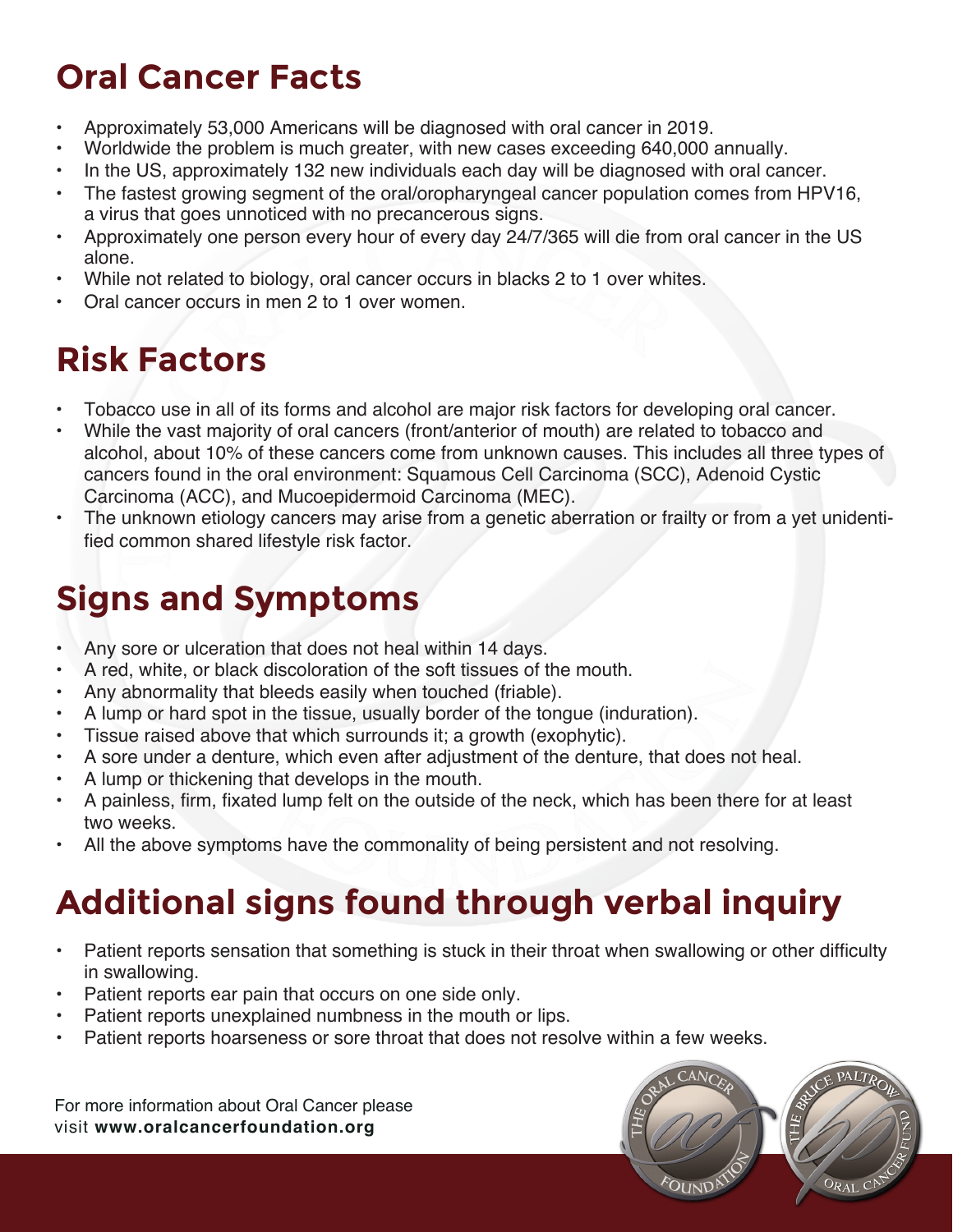# Oral Cancer Facts

- Approximately 53,000 Americans will be diagnosed with oral cancer in 2019.
- Worldwide the problem is much greater, with new cases exceeding 640,000 annually.
- In the US, approximately 132 new individuals each day will be diagnosed with oral cancer.
- The fastest growing segment of the oral/oropharyngeal cancer population comes from HPV16, a virus that goes unnoticed with no precancerous signs.
- Approximately one person every hour of every day 24/7/365 will die from oral cancer in the US alone.
- While not related to biology, oral cancer occurs in blacks 2 to 1 over whites.
- Oral cancer occurs in men 2 to 1 over women.

# Risk Factors

- Tobacco use in all of its forms and alcohol are major risk factors for developing oral cancer.
- While the vast majority of oral cancers (front/anterior of mouth) are related to tobacco and alcohol, about 10% of these cancers come from unknown causes. This includes all three types of cancers found in the oral environment: Squamous Cell Carcinoma (SCC), Adenoid Cystic Carcinoma (ACC), and Mucoepidermoid Carcinoma (MEC).
- The unknown etiology cancers may arise from a genetic aberration or frailty or from a yet unidentified common shared lifestyle risk factor.

# Signs and Symptoms

- Any sore or ulceration that does not heal within 14 days.
- A red, white, or black discoloration of the soft tissues of the mouth.
- Any abnormality that bleeds easily when touched (friable).
- A lump or hard spot in the tissue, usually border of the tongue (induration).
- Tissue raised above that which surrounds it; a growth (exophytic).
- A sore under a denture, which even after adjustment of the denture, that does not heal.
- A lump or thickening that develops in the mouth.
- A painless, firm, fixated lump felt on the outside of the neck, which has been there for at least two weeks.
- All the above symptoms have the commonality of being persistent and not resolving.

# Additional signs found through verbal inquiry

- Patient reports sensation that something is stuck in their throat when swallowing or other difficulty in swallowing.
- Patient reports ear pain that occurs on one side only.
- Patient reports unexplained numbness in the mouth or lips.
- Patient reports hoarseness or sore throat that does not resolve within a few weeks.

For more information about Oral Cancer please visit **www.oralcancerfoundation.org**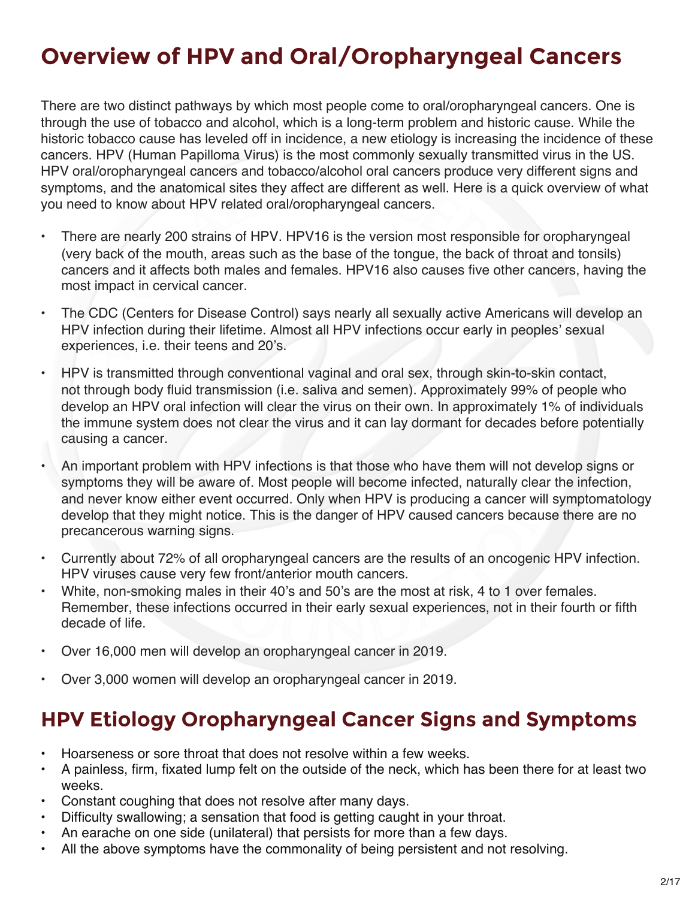# Overview of HPV and Oral/Oropharyngeal Cancers

There are two distinct pathways by which most people come to oral/oropharyngeal cancers. One is through the use of tobacco and alcohol, which is a long-term problem and historic cause. While the historic tobacco cause has leveled off in incidence, a new etiology is increasing the incidence of these cancers. HPV (Human Papilloma Virus) is the most commonly sexually transmitted virus in the US. HPV oral/oropharyngeal cancers and tobacco/alcohol oral cancers produce very different signs and symptoms, and the anatomical sites they affect are different as well. Here is a quick overview of what you need to know about HPV related oral/oropharyngeal cancers.

- There are nearly 200 strains of HPV. HPV16 is the version most responsible for oropharyngeal (very back of the mouth, areas such as the base of the tongue, the back of throat and tonsils) cancers and it affects both males and females. HPV16 also causes five other cancers, having the most impact in cervical cancer.
- The CDC (Centers for Disease Control) says nearly all sexually active Americans will develop an HPV infection during their lifetime. Almost all HPV infections occur early in peoples' sexual experiences, i.e. their teens and 20's.
- HPV is transmitted through conventional vaginal and oral sex, through skin-to-skin contact, not through body fluid transmission (i.e. saliva and semen). Approximately 99% of people who develop an HPV oral infection will clear the virus on their own. In approximately 1% of individuals the immune system does not clear the virus and it can lay dormant for decades before potentially causing a cancer.
- An important problem with HPV infections is that those who have them will not develop signs or symptoms they will be aware of. Most people will become infected, naturally clear the infection, and never know either event occurred. Only when HPV is producing a cancer will symptomatology develop that they might notice. This is the danger of HPV caused cancers because there are no precancerous warning signs.
- Currently about 72% of all oropharyngeal cancers are the results of an oncogenic HPV infection. HPV viruses cause very few front/anterior mouth cancers.
- White, non-smoking males in their 40's and 50's are the most at risk, 4 to 1 over females. Remember, these infections occurred in their early sexual experiences, not in their fourth or fifth decade of life.
- Over 16,000 men will develop an oropharyngeal cancer in 2019.
- Over 3,000 women will develop an oropharyngeal cancer in 2019.

# HPV Etiology Oropharyngeal Cancer Signs and Symptoms

- Hoarseness or sore throat that does not resolve within a few weeks.
- A painless, firm, fixated lump felt on the outside of the neck, which has been there for at least two weeks.
- Constant coughing that does not resolve after many days.
- Difficulty swallowing; a sensation that food is getting caught in your throat.
- An earache on one side (unilateral) that persists for more than a few days.
- All the above symptoms have the commonality of being persistent and not resolving.